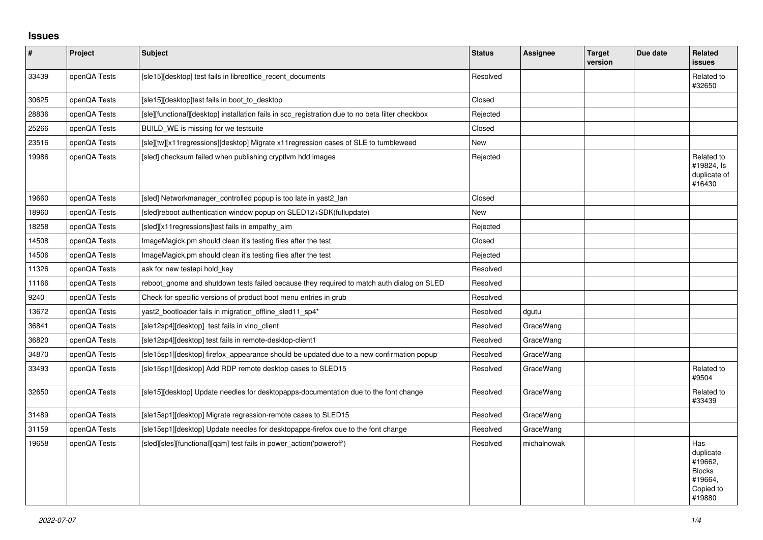# Issues

| # | Project | Subject | Status | Assignee | Target version | Due date | Related issues |
|---|---|---|---|---|---|---|---|
| 33439 | openQA Tests | [sle15][desktop] test fails in libreoffice_recent_documents | Resolved | | | | Related to #32650 |
| 30625 | openQA Tests | [sle15][desktop]test fails in boot_to_desktop | Closed | | | | |
| 28836 | openQA Tests | [sle][functional][desktop] installation fails in scc_registration due to no beta filter checkbox | Rejected | | | | |
| 25266 | openQA Tests | BUILD_WE is missing for we testsuite | Closed | | | | |
| 23516 | openQA Tests | [sle][tw][x11regressions][desktop] Migrate x11regression cases of SLE to tumbleweed | New | | | | |
| 19986 | openQA Tests | [sled] checksum failed when publishing cryptlvm hdd images | Rejected | | | | Related to #19824, Is duplicate of #16430 |
| 19660 | openQA Tests | [sled] Networkmanager_controlled popup is too late in yast2_lan | Closed | | | | |
| 18960 | openQA Tests | [sled]reboot authentication window popup on SLED12+SDK(fullupdate) | New | | | | |
| 18258 | openQA Tests | [sled][x11regressions]test fails in empathy_aim | Rejected | | | | |
| 14508 | openQA Tests | ImageMagick.pm should clean it's testing files after the test | Closed | | | | |
| 14506 | openQA Tests | ImageMagick.pm should clean it's testing files after the test | Rejected | | | | |
| 11326 | openQA Tests | ask for new testapi hold_key | Resolved | | | | |
| 11166 | openQA Tests | reboot_gnome and shutdown tests failed because they required to match auth dialog on SLED | Resolved | | | | |
| 9240 | openQA Tests | Check for specific versions of product boot menu entries in grub | Resolved | | | | |
| 13672 | openQA Tests | yast2_bootloader fails in migration_offline_sled11_sp4* | Resolved | dgutu | | | |
| 36841 | openQA Tests | [sle12sp4][desktop] test fails in vino_client | Resolved | GraceWang | | | |
| 36820 | openQA Tests | [sle12sp4][desktop] test fails in remote-desktop-client1 | Resolved | GraceWang | | | |
| 34870 | openQA Tests | [sle15sp1][desktop] firefox_appearance should be updated due to a new confirmation popup | Resolved | GraceWang | | | |
| 33493 | openQA Tests | [sle15sp1][desktop] Add RDP remote desktop cases to SLED15 | Resolved | GraceWang | | | Related to #9504 |
| 32650 | openQA Tests | [sle15][desktop] Update needles for desktopapps-documentation due to the font change | Resolved | GraceWang | | | Related to #33439 |
| 31489 | openQA Tests | [sle15sp1][desktop] Migrate regression-remote cases to SLED15 | Resolved | GraceWang | | | |
| 31159 | openQA Tests | [sle15sp1][desktop] Update needles for desktopapps-firefox due to the font change | Resolved | GraceWang | | | |
| 19658 | openQA Tests | [sled][sles][functional][qam] test fails in power_action('poweroff') | Resolved | michalnowak | | | Has duplicate #19662, Blocks #19664, Copied to #19880 |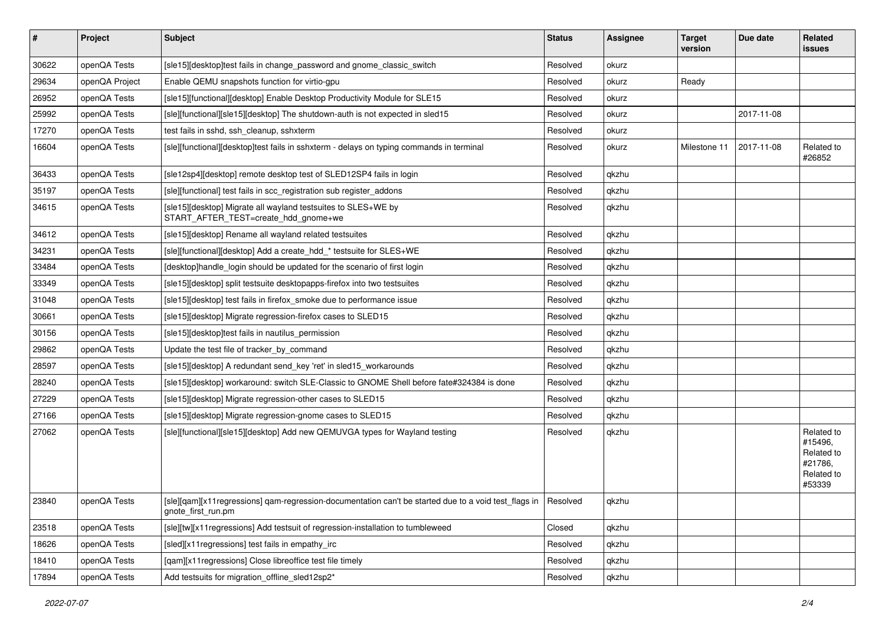| # | Project | Subject | Status | Assignee | Target version | Due date | Related issues |
|---|---|---|---|---|---|---|---|
| 30622 | openQA Tests | [sle15][desktop]test fails in change_password and gnome_classic_switch | Resolved | okurz | | | |
| 29634 | openQA Project | Enable QEMU snapshots function for virtio-gpu | Resolved | okurz | Ready | | |
| 26952 | openQA Tests | [sle15][functional][desktop] Enable Desktop Productivity Module for SLE15 | Resolved | okurz | | | |
| 25992 | openQA Tests | [sle][functional][sle15][desktop] The shutdown-auth is not expected in sled15 | Resolved | okurz | | 2017-11-08 | |
| 17270 | openQA Tests | test fails in sshd, ssh_cleanup, sshxterm | Resolved | okurz | | | |
| 16604 | openQA Tests | [sle][functional][desktop]test fails in sshxterm - delays on typing commands in terminal | Resolved | okurz | Milestone 11 | 2017-11-08 | Related to #26852 |
| 36433 | openQA Tests | [sle12sp4][desktop] remote desktop test of SLED12SP4 fails in login | Resolved | qkzhu | | | |
| 35197 | openQA Tests | [sle][functional] test fails in scc_registration sub register_addons | Resolved | qkzhu | | | |
| 34615 | openQA Tests | [sle15][desktop] Migrate all wayland testsuites to SLES+WE by START_AFTER_TEST=create_hdd_gnome+we | Resolved | qkzhu | | | |
| 34612 | openQA Tests | [sle15][desktop] Rename all wayland related testsuites | Resolved | qkzhu | | | |
| 34231 | openQA Tests | [sle][functional][desktop] Add a create_hdd_* testsuite for SLES+WE | Resolved | qkzhu | | | |
| 33484 | openQA Tests | [desktop]handle_login should be updated for the scenario of first login | Resolved | qkzhu | | | |
| 33349 | openQA Tests | [sle15][desktop] split testsuite desktopapps-firefox into two testsuites | Resolved | qkzhu | | | |
| 31048 | openQA Tests | [sle15][desktop] test fails in firefox_smoke due to performance issue | Resolved | qkzhu | | | |
| 30661 | openQA Tests | [sle15][desktop] Migrate regression-firefox cases to SLED15 | Resolved | qkzhu | | | |
| 30156 | openQA Tests | [sle15][desktop]test fails in nautilus_permission | Resolved | qkzhu | | | |
| 29862 | openQA Tests | Update the test file of tracker_by_command | Resolved | qkzhu | | | |
| 28597 | openQA Tests | [sle15][desktop] A redundant send_key 'ret' in sled15_workarounds | Resolved | qkzhu | | | |
| 28240 | openQA Tests | [sle15][desktop] workaround: switch SLE-Classic to GNOME Shell before fate#324384 is done | Resolved | qkzhu | | | |
| 27229 | openQA Tests | [sle15][desktop] Migrate regression-other cases to SLED15 | Resolved | qkzhu | | | |
| 27166 | openQA Tests | [sle15][desktop] Migrate regression-gnome cases to SLED15 | Resolved | qkzhu | | | |
| 27062 | openQA Tests | [sle][functional][sle15][desktop] Add new QEMUVGA types for Wayland testing | Resolved | qkzhu | | | Related to #15496, Related to #21786, Related to #53339 |
| 23840 | openQA Tests | [sle][qam][x11regressions] qam-regression-documentation can't be started due to a void test_flags in gnote_first_run.pm | Resolved | qkzhu | | | |
| 23518 | openQA Tests | [sle][tw][x11regressions] Add testsuit of regression-installation to tumbleweed | Closed | qkzhu | | | |
| 18626 | openQA Tests | [sled][x11regressions] test fails in empathy_irc | Resolved | qkzhu | | | |
| 18410 | openQA Tests | [qam][x11regressions] Close libreoffice test file timely | Resolved | qkzhu | | | |
| 17894 | openQA Tests | Add testsuits for migration_offline_sled12sp2* | Resolved | qkzhu | | | |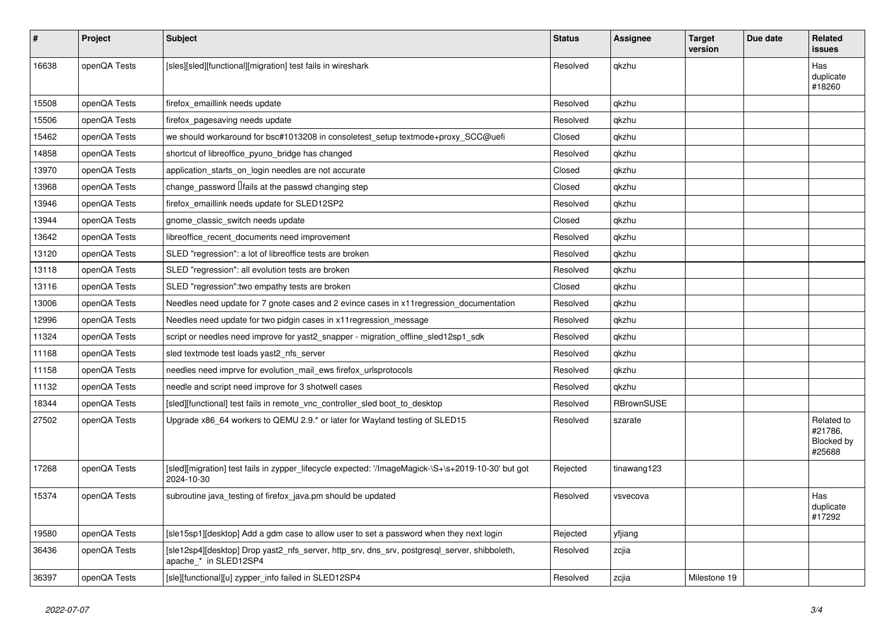| # | Project | Subject | Status | Assignee | Target version | Due date | Related issues |
|---|---|---|---|---|---|---|---|
| 16638 | openQA Tests | [sles][sled][functional][migration] test fails in wireshark | Resolved | qkzhu | | | Has duplicate #18260 |
| 15508 | openQA Tests | firefox_emaillink needs update | Resolved | qkzhu | | | |
| 15506 | openQA Tests | firefox_pagesaving needs update | Resolved | qkzhu | | | |
| 15462 | openQA Tests | we should workaround for bsc#1013208 in consoletest_setup textmode+proxy_SCC@uefi | Closed | qkzhu | | | |
| 14858 | openQA Tests | shortcut of libreoffice_pyuno_bridge has changed | Resolved | qkzhu | | | |
| 13970 | openQA Tests | application_starts_on_login needles are not accurate | Closed | qkzhu | | | |
| 13968 | openQA Tests | change_password fails at the passwd changing step | Closed | qkzhu | | | |
| 13946 | openQA Tests | firefox_emaillink needs update for SLED12SP2 | Resolved | qkzhu | | | |
| 13944 | openQA Tests | gnome_classic_switch needs update | Closed | qkzhu | | | |
| 13642 | openQA Tests | libreoffice_recent_documents need improvement | Resolved | qkzhu | | | |
| 13120 | openQA Tests | SLED "regression": a lot of libreoffice tests are broken | Resolved | qkzhu | | | |
| 13118 | openQA Tests | SLED "regression": all evolution tests are broken | Resolved | qkzhu | | | |
| 13116 | openQA Tests | SLED "regression":two empathy tests are broken | Closed | qkzhu | | | |
| 13006 | openQA Tests | Needles need update for 7 gnote cases and 2 evince cases in x11regression_documentation | Resolved | qkzhu | | | |
| 12996 | openQA Tests | Needles need update for two pidgin cases in x11regression_message | Resolved | qkzhu | | | |
| 11324 | openQA Tests | script or needles need improve for yast2_snapper - migration_offline_sled12sp1_sdk | Resolved | qkzhu | | | |
| 11168 | openQA Tests | sled textmode test loads yast2_nfs_server | Resolved | qkzhu | | | |
| 11158 | openQA Tests | needles need imprve for evolution_mail_ews firefox_urlsprotocols | Resolved | qkzhu | | | |
| 11132 | openQA Tests | needle and script need improve for 3 shotwell cases | Resolved | qkzhu | | | |
| 18344 | openQA Tests | [sled][functional] test fails in remote_vnc_controller_sled boot_to_desktop | Resolved | RBrownSUSE | | | |
| 27502 | openQA Tests | Upgrade x86_64 workers to QEMU 2.9.* or later for Wayland testing of SLED15 | Resolved | szarate | | | Related to #21786, Blocked by #25688 |
| 17268 | openQA Tests | [sled][migration] test fails in zypper_lifecycle expected: '/ImageMagick-\S+\s+2019-10-30' but got 2024-10-30 | Rejected | tinawang123 | | | |
| 15374 | openQA Tests | subroutine java_testing of firefox_java.pm should be updated | Resolved | vsvecova | | | Has duplicate #17292 |
| 19580 | openQA Tests | [sle15sp1][desktop] Add a gdm case to allow user to set a password when they next login | Rejected | yfjiang | | | |
| 36436 | openQA Tests | [sle12sp4][desktop] Drop yast2_nfs_server, http_srv, dns_srv, postgresql_server, shibboleth, apache_* in SLED12SP4 | Resolved | zcjia | | | |
| 36397 | openQA Tests | [sle][functional][u] zypper_info failed in SLED12SP4 | Resolved | zcjia | Milestone 19 | | |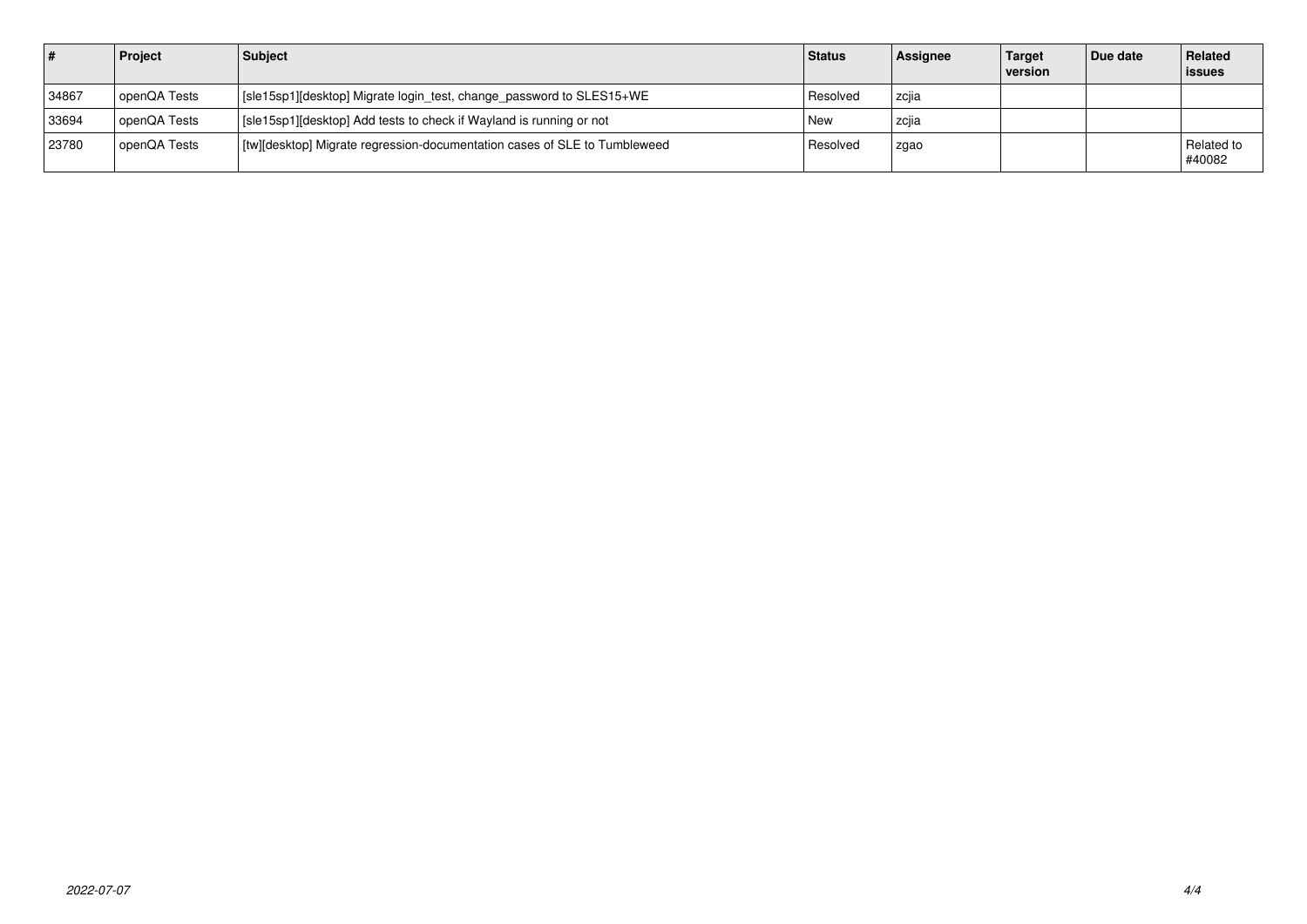| # | Project | Subject | Status | Assignee | Target version | Due date | Related issues |
|---|---|---|---|---|---|---|---|
| 34867 | openQA Tests | [sle15sp1][desktop] Migrate login_test, change_password to SLES15+WE | Resolved | zcjia | | | |
| 33694 | openQA Tests | [sle15sp1][desktop] Add tests to check if Wayland is running or not | New | zcjia | | | |
| 23780 | openQA Tests | [tw][desktop] Migrate regression-documentation cases of SLE to Tumbleweed | Resolved | zgao | | | Related to #40082 |